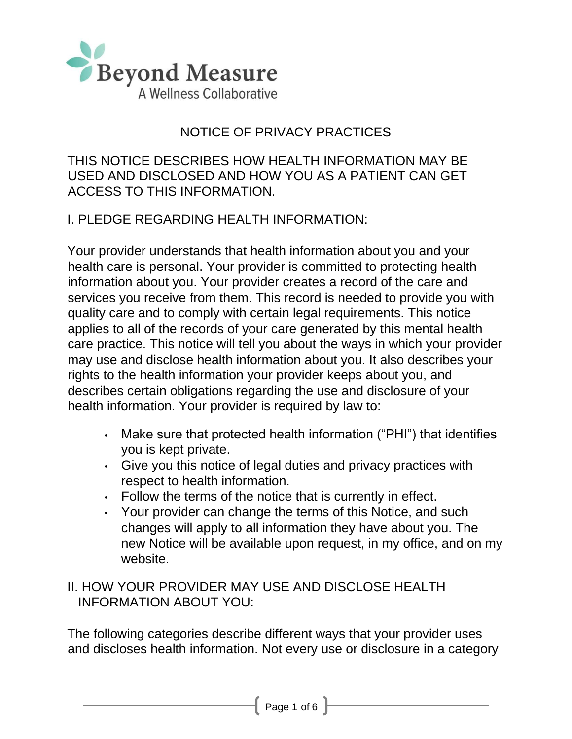Beyond Measure
A Wellness Collaborative

# NOTICE OF PRIVACY PRACTICES

THIS NOTICE DESCRIBES HOW HEALTH INFORMATION MAY BE USED AND DISCLOSED AND HOW YOU AS A PATIENT CAN GET ACCESS TO THIS INFORMATION.

## I. PLEDGE REGARDING HEALTH INFORMATION:

Your provider understands that health information about you and your health care is personal. Your provider is committed to protecting health information about you. Your provider creates a record of the care and services you receive from them. This record is needed to provide you with quality care and to comply with certain legal requirements. This notice applies to all of the records of your care generated by this mental health care practice. This notice will tell you about the ways in which your provider may use and disclose health information about you. It also describes your rights to the health information your provider keeps about you, and describes certain obligations regarding the use and disclosure of your health information. Your provider is required by law to:

- Make sure that protected health information ("PHI") that identifies you is kept private.
- Give you this notice of legal duties and privacy practices with respect to health information.
- Follow the terms of the notice that is currently in effect.
- Your provider can change the terms of this Notice, and such changes will apply to all information they have about you. The new Notice will be available upon request, in my office, and on my website.

## II. HOW YOUR PROVIDER MAY USE AND DISCLOSE HEALTH INFORMATION ABOUT YOU:

The following categories describe different ways that your provider uses and discloses health information. Not every use or disclosure in a category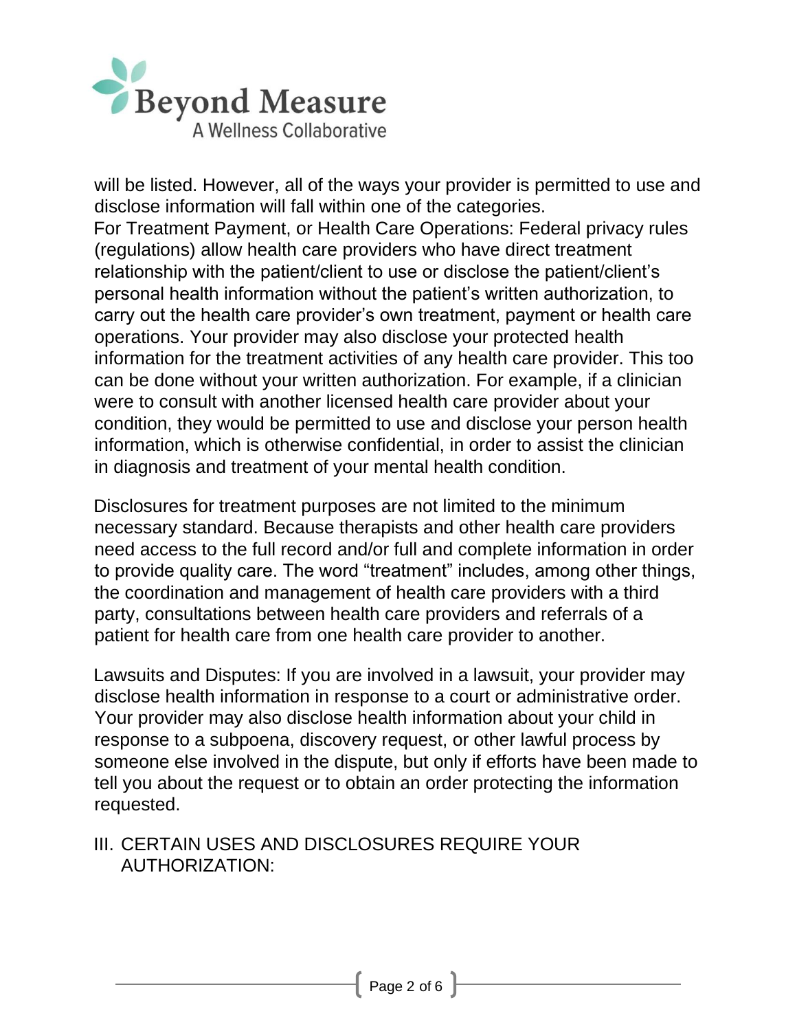will be listed. However, all of the ways your provider is permitted to use and disclose information will fall within one of the categories.

For Treatment Payment, or Health Care Operations: Federal privacy rules (regulations) allow health care providers who have direct treatment relationship with the patient/client to use or disclose the patient/client's personal health information without the patient's written authorization, to carry out the health care provider's own treatment, payment or health care operations. Your provider may also disclose your protected health information for the treatment activities of any health care provider. This too can be done without your written authorization. For example, if a clinician were to consult with another licensed health care provider about your condition, they would be permitted to use and disclose your person health information, which is otherwise confidential, in order to assist the clinician in diagnosis and treatment of your mental health condition.

Disclosures for treatment purposes are not limited to the minimum necessary standard. Because therapists and other health care providers need access to the full record and/or full and complete information in order to provide quality care. The word "treatment" includes, among other things, the coordination and management of health care providers with a third party, consultations between health care providers and referrals of a patient for health care from one health care provider to another.

Lawsuits and Disputes: If you are involved in a lawsuit, your provider may disclose health information in response to a court or administrative order. Your provider may also disclose health information about your child in response to a subpoena, discovery request, or other lawful process by someone else involved in the dispute, but only if efforts have been made to tell you about the request or to obtain an order protecting the information requested.

## III. CERTAIN USES AND DISCLOSURES REQUIRE YOUR AUTHORIZATION: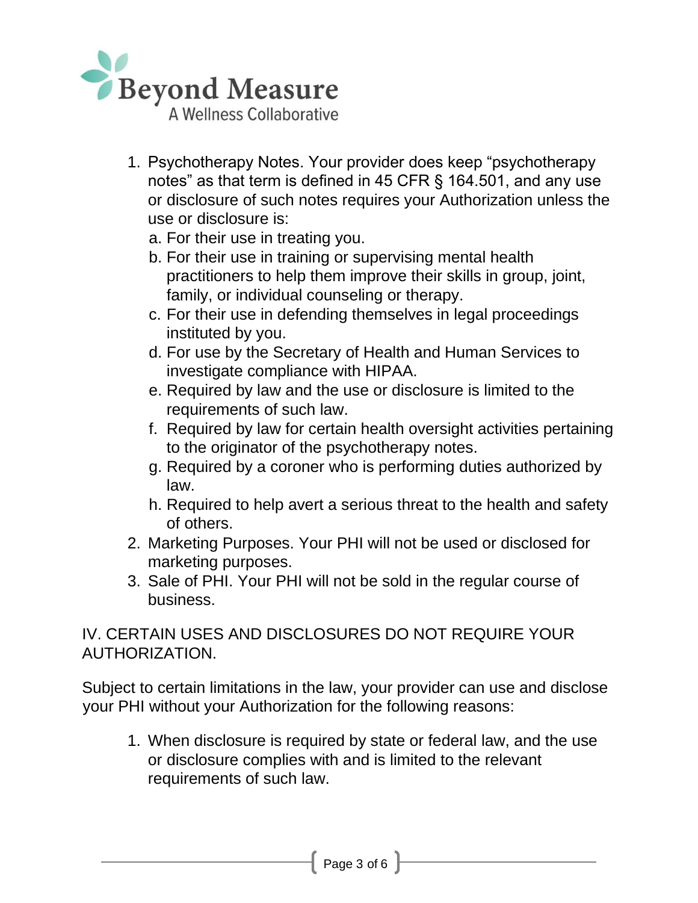1. Psychotherapy Notes. Your provider does keep "psychotherapy notes" as that term is defined in 45 CFR § 164.501, and any use or disclosure of such notes requires your Authorization unless the use or disclosure is:
   a. For their use in treating you.
   b. For their use in training or supervising mental health practitioners to help them improve their skills in group, joint, family, or individual counseling or therapy.
   c. For their use in defending themselves in legal proceedings instituted by you.
   d. For use by the Secretary of Health and Human Services to investigate compliance with HIPAA.
   e. Required by law and the use or disclosure is limited to the requirements of such law.
   f. Required by law for certain health oversight activities pertaining to the originator of the psychotherapy notes.
   g. Required by a coroner who is performing duties authorized by law.
   h. Required to help avert a serious threat to the health and safety of others.
2. Marketing Purposes. Your PHI will not be used or disclosed for marketing purposes.
3. Sale of PHI. Your PHI will not be sold in the regular course of business.

## IV. CERTAIN USES AND DISCLOSURES DO NOT REQUIRE YOUR AUTHORIZATION.

Subject to certain limitations in the law, your provider can use and disclose your PHI without your Authorization for the following reasons:

1. When disclosure is required by state or federal law, and the use or disclosure complies with and is limited to the relevant requirements of such law.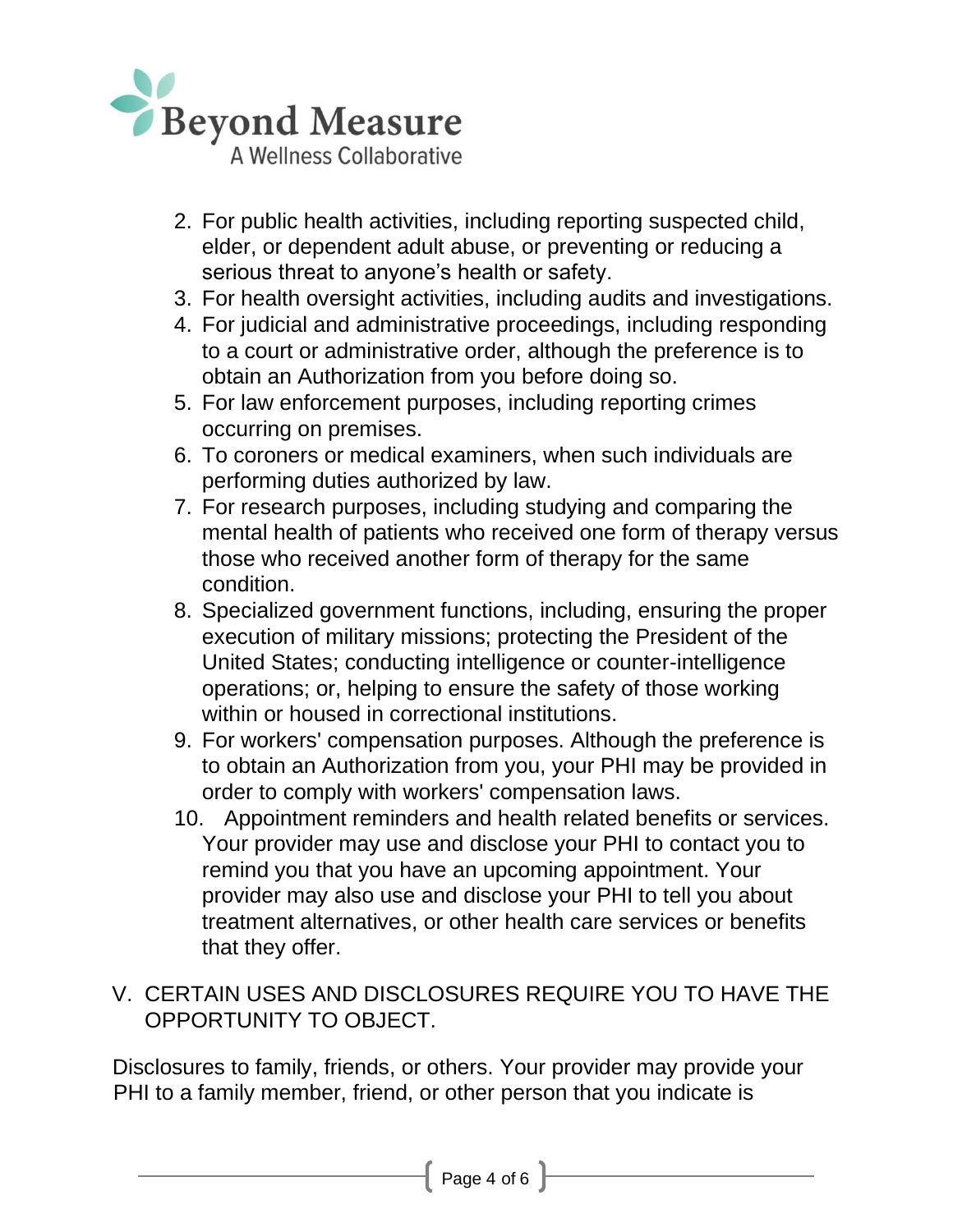2. For public health activities, including reporting suspected child, elder, or dependent adult abuse, or preventing or reducing a serious threat to anyone's health or safety.
3. For health oversight activities, including audits and investigations.
4. For judicial and administrative proceedings, including responding to a court or administrative order, although the preference is to obtain an Authorization from you before doing so.
5. For law enforcement purposes, including reporting crimes occurring on premises.
6. To coroners or medical examiners, when such individuals are performing duties authorized by law.
7. For research purposes, including studying and comparing the mental health of patients who received one form of therapy versus those who received another form of therapy for the same condition.
8. Specialized government functions, including, ensuring the proper execution of military missions; protecting the President of the United States; conducting intelligence or counter-intelligence operations; or, helping to ensure the safety of those working within or housed in correctional institutions.
9. For workers' compensation purposes. Although the preference is to obtain an Authorization from you, your PHI may be provided in order to comply with workers' compensation laws.
10. Appointment reminders and health related benefits or services. Your provider may use and disclose your PHI to contact you to remind you that you have an upcoming appointment. Your provider may also use and disclose your PHI to tell you about treatment alternatives, or other health care services or benefits that they offer.

V. CERTAIN USES AND DISCLOSURES REQUIRE YOU TO HAVE THE OPPORTUNITY TO OBJECT.

Disclosures to family, friends, or others. Your provider may provide your PHI to a family member, friend, or other person that you indicate is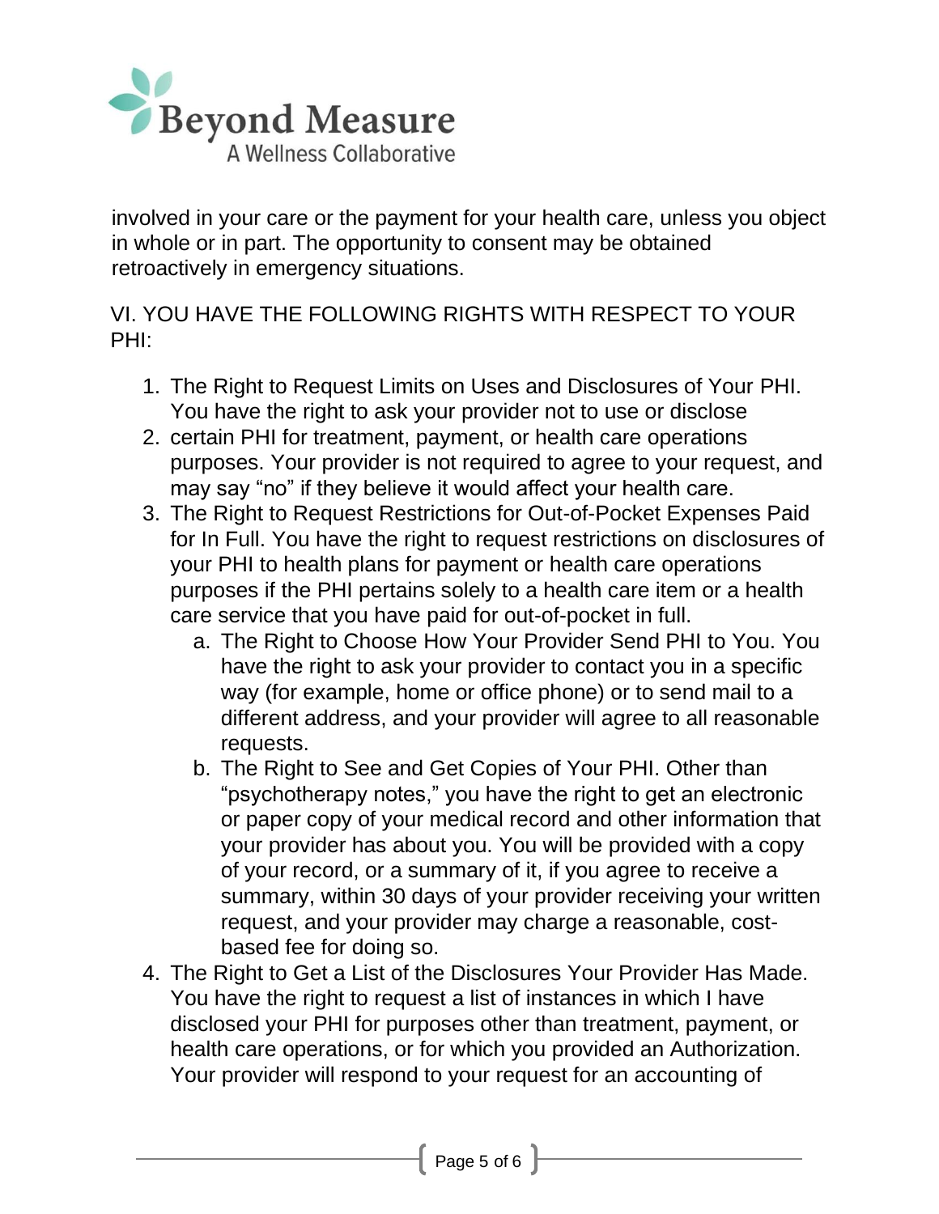involved in your care or the payment for your health care, unless you object in whole or in part. The opportunity to consent may be obtained retroactively in emergency situations.

VI. YOU HAVE THE FOLLOWING RIGHTS WITH RESPECT TO YOUR PHI:

1. The Right to Request Limits on Uses and Disclosures of Your PHI. You have the right to ask your provider not to use or disclose
2. certain PHI for treatment, payment, or health care operations purposes. Your provider is not required to agree to your request, and may say "no" if they believe it would affect your health care.
3. The Right to Request Restrictions for Out-of-Pocket Expenses Paid for In Full. You have the right to request restrictions on disclosures of your PHI to health plans for payment or health care operations purposes if the PHI pertains solely to a health care item or a health care service that you have paid for out-of-pocket in full.
    a. The Right to Choose How Your Provider Send PHI to You. You have the right to ask your provider to contact you in a specific way (for example, home or office phone) or to send mail to a different address, and your provider will agree to all reasonable requests.
    b. The Right to See and Get Copies of Your PHI. Other than "psychotherapy notes," you have the right to get an electronic or paper copy of your medical record and other information that your provider has about you. You will be provided with a copy of your record, or a summary of it, if you agree to receive a summary, within 30 days of your provider receiving your written request, and your provider may charge a reasonable, cost-based fee for doing so.
4. The Right to Get a List of the Disclosures Your Provider Has Made. You have the right to request a list of instances in which I have disclosed your PHI for purposes other than treatment, payment, or health care operations, or for which you provided an Authorization. Your provider will respond to your request for an accounting of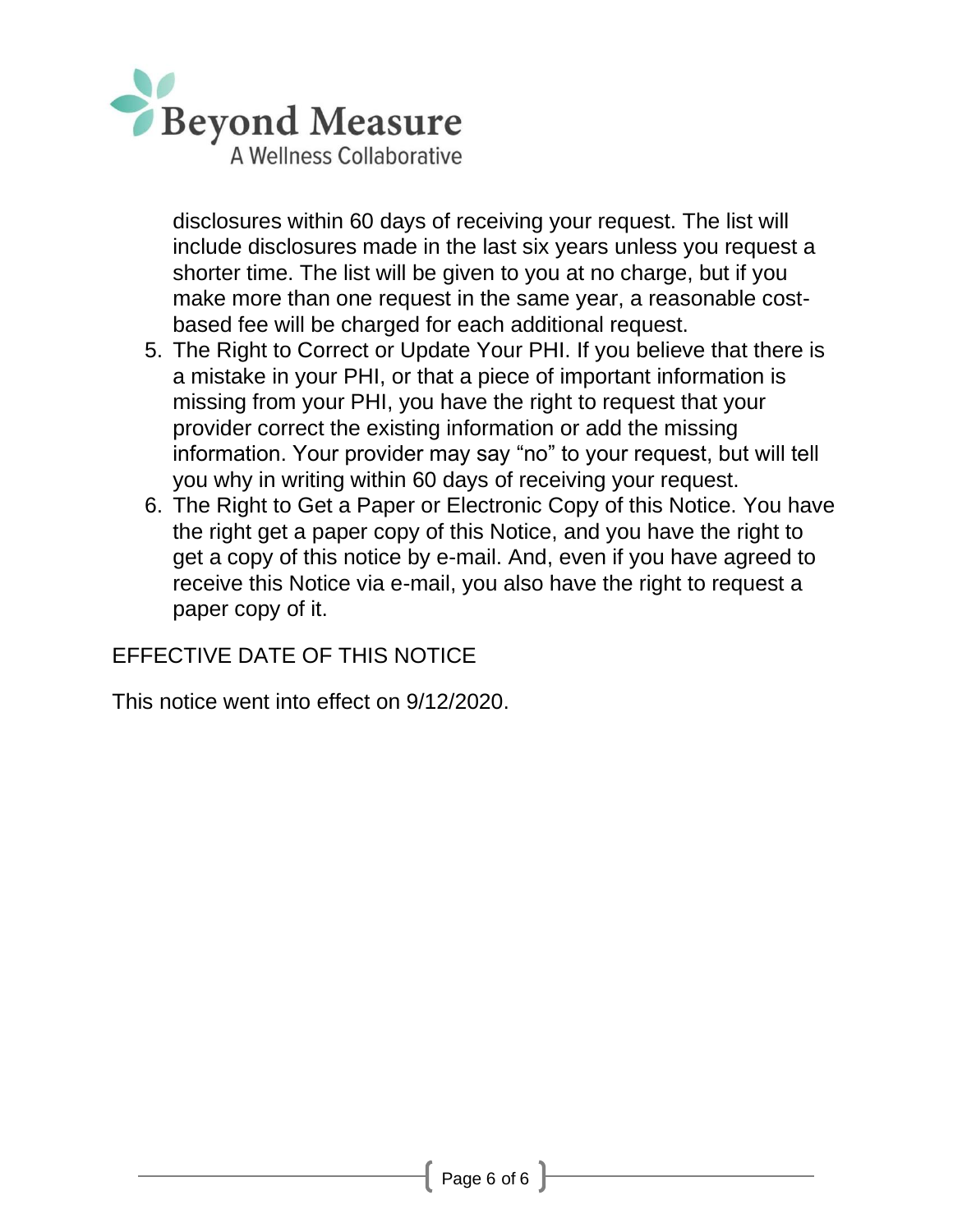disclosures within 60 days of receiving your request. The list will include disclosures made in the last six years unless you request a shorter time. The list will be given to you at no charge, but if you make more than one request in the same year, a reasonable cost-based fee will be charged for each additional request.

5. The Right to Correct or Update Your PHI. If you believe that there is a mistake in your PHI, or that a piece of important information is missing from your PHI, you have the right to request that your provider correct the existing information or add the missing information. Your provider may say "no" to your request, but will tell you why in writing within 60 days of receiving your request.
6. The Right to Get a Paper or Electronic Copy of this Notice. You have the right get a paper copy of this Notice, and you have the right to get a copy of this notice by e-mail. And, even if you have agreed to receive this Notice via e-mail, you also have the right to request a paper copy of it.

## EFFECTIVE DATE OF THIS NOTICE

This notice went into effect on 9/12/2020.